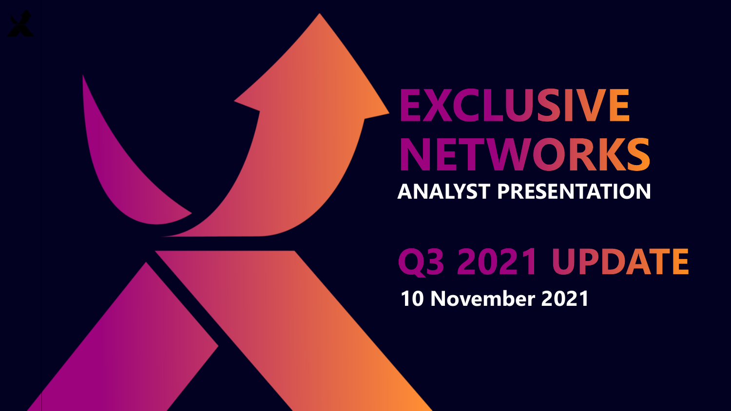# EXCLUSIVE NETWORKS

## ANALYST PRESENTATION

# Q3 2021 UPDATE

**10 November 2021**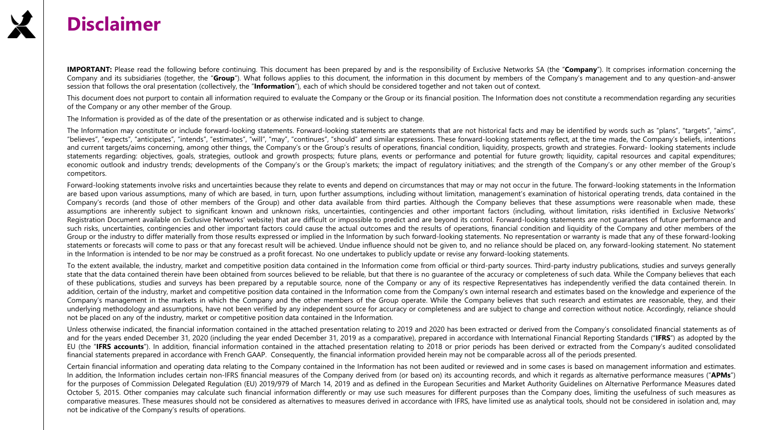# Disclaimer

**IMPORTANT:** Please read the following before continuing. This document has been prepared by and is the responsibility of Exclusive Networks SA (the "**Company**"). It comprises information concerning the Company and its subsidiaries (together, the "**Group**"). What follows applies to this document, the information in this document by members of the Company's management and to any question-and-answer session that follows the oral presentation (collectively, the "**Information**"), each of which should be considered together and not taken out of context.

This document does not purport to contain all information required to evaluate the Company or the Group or its financial position. The Information does not constitute a recommendation regarding any securities of the Company or any other member of the Group.

The Information is provided as of the date of the presentation or as otherwise indicated and is subject to change.

The Information may constitute or include forward-looking statements. Forward-looking statements are statements that are not historical facts and may be identified by words such as "plans", "targets", "aims", "believes", "expects", "anticipates", "intends", "estimates", "will", "may", "continues", "should" and similar expressions. These forward-looking statements reflect, at the time made, the Company's beliefs, intentions and current targets/aims concerning, among other things, the Company's or the Group's results of operations, financial condition, liquidity, prospects, growth and strategies. Forward- looking statements include statements regarding: objectives, goals, strategies, outlook and growth prospects; future plans, events or performance and potential for future growth; liquidity, capital resources and capital expenditures; economic outlook and industry trends; developments of the Company's or the Group's markets; the impact of regulatory initiatives; and the strength of the Company's or any other member of the Group's competitors.

Forward-looking statements involve risks and uncertainties because they relate to events and depend on circumstances that may or may not occur in the future. The forward-looking statements in the Information are based upon various assumptions, many of which are based, in turn, upon further assumptions, including without limitation, management's examination of historical operating trends, data contained in the Company's records (and those of other members of the Group) and other data available from third parties. Although the Company believes that these assumptions were reasonable when made, these assumptions are inherently subject to significant known and unknown risks, uncertainties, contingencies and other important factors (including, without limitation, risks identified in Exclusive Networks' Registration Document available on Exclusive Networks' website) that are difficult or impossible to predict and are beyond its control. Forward-looking statements are not guarantees of future performance and such risks, uncertainties, contingencies and other important factors could cause the actual outcomes and the results of operations, financial condition and liquidity of the Company and other members of the Group or the industry to differ materially from those results expressed or implied in the Information by such forward-looking statements. No representation or warranty is made that any of these forward-looking statements or forecasts will come to pass or that any forecast result will be achieved. Undue influence should not be given to, and no reliance should be placed on, any forward-looking statement. No statement in the Information is intended to be nor may be construed as a profit forecast. No one undertakes to publicly update or revise any forward-looking statements.

To the extent available, the industry, market and competitive position data contained in the Information come from official or third-party sources. Third-party industry publications, studies and surveys generally state that the data contained therein have been obtained from sources believed to be reliable, but that there is no guarantee of the accuracy or completeness of such data. While the Company believes that each of these publications, studies and surveys has been prepared by a reputable source, none of the Company or any of its respective Representatives has independently verified the data contained therein. In addition, certain of the industry, market and competitive position data contained in the Information come from the Company's own internal research and estimates based on the knowledge and experience of the Company's management in the markets in which the Company and the other members of the Group operate. While the Company believes that such research and estimates are reasonable, they, and their underlying methodology and assumptions, have not been verified by any independent source for accuracy or completeness and are subject to change and correction without notice. Accordingly, reliance should not be placed on any of the industry, market or competitive position data contained in the Information.

Unless otherwise indicated, the financial information contained in the attached presentation relating to 2019 and 2020 has been extracted or derived from the Company's consolidated financial statements as of and for the years ended December 31, 2020 (including the year ended December 31, 2019 as a comparative), prepared in accordance with International Financial Reporting Standards ("**IFRS**") as adopted by the EU (the "**IFRS accounts**"). In addition, financial information contained in the attached presentation relating to 2018 or prior periods has been derived or extracted from the Company's audited consolidated financial statements prepared in accordance with French GAAP. Consequently, the financial information provided herein may not be comparable across all of the periods presented.

Certain financial information and operating data relating to the Company contained in the Information has not been audited or reviewed and in some cases is based on management information and estimates. In addition, the Information includes certain non-IFRS financial measures of the Company derived from (or based on) its accounting records, and which it regards as alternative performance measures ("**APMs**") for the purposes of Commission Delegated Regulation (EU) 2019/979 of March 14, 2019 and as defined in the European Securities and Market Authority Guidelines on Alternative Performance Measures dated October 5, 2015. Other companies may calculate such financial information differently or may use such measures for different purposes than the Company does, limiting the usefulness of such measures as comparative measures. These measures should not be considered as alternatives to measures derived in accordance with IFRS, have limited use as analytical tools, should not be considered in isolation and, may not be indicative of the Company's results of operations.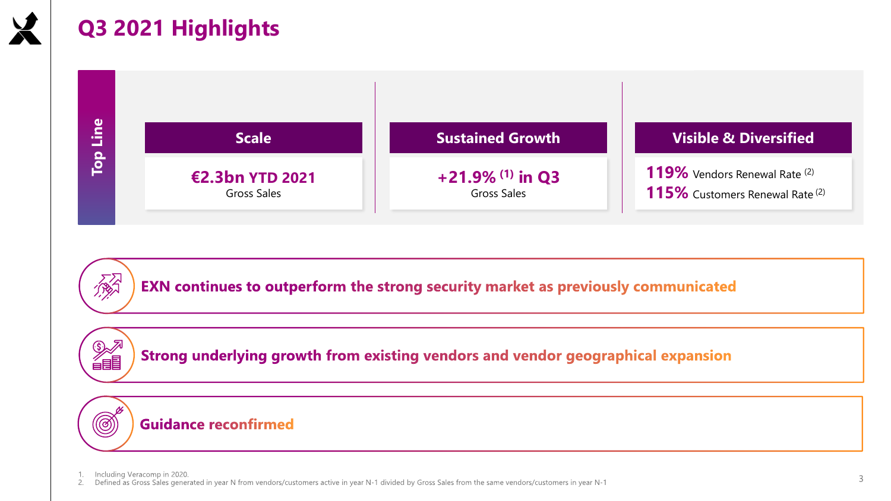# Q3 2021 Highlights

**Top Line**

| Scale | Sustained Growth | Visible & Diversified |
| --- | --- | --- |
| **€2.3bn YTD 2021** Gross Sales | **+21.9% [1] in Q3** Gross Sales | **119%** Vendors Renewal Rate [2] **115%** Customers Renewal Rate [2] |

**EXN continues to outperform the strong security market as previously communicated**

**Strong underlying growth from existing vendors and vendor geographical expansion**

**Guidance reconfirmed**

1. Including Veracomp in 2020.
2. Defined as Gross Sales generated in year N from vendors/customers active in year N-1 divided by Gross Sales from the same vendors/customers in year N-1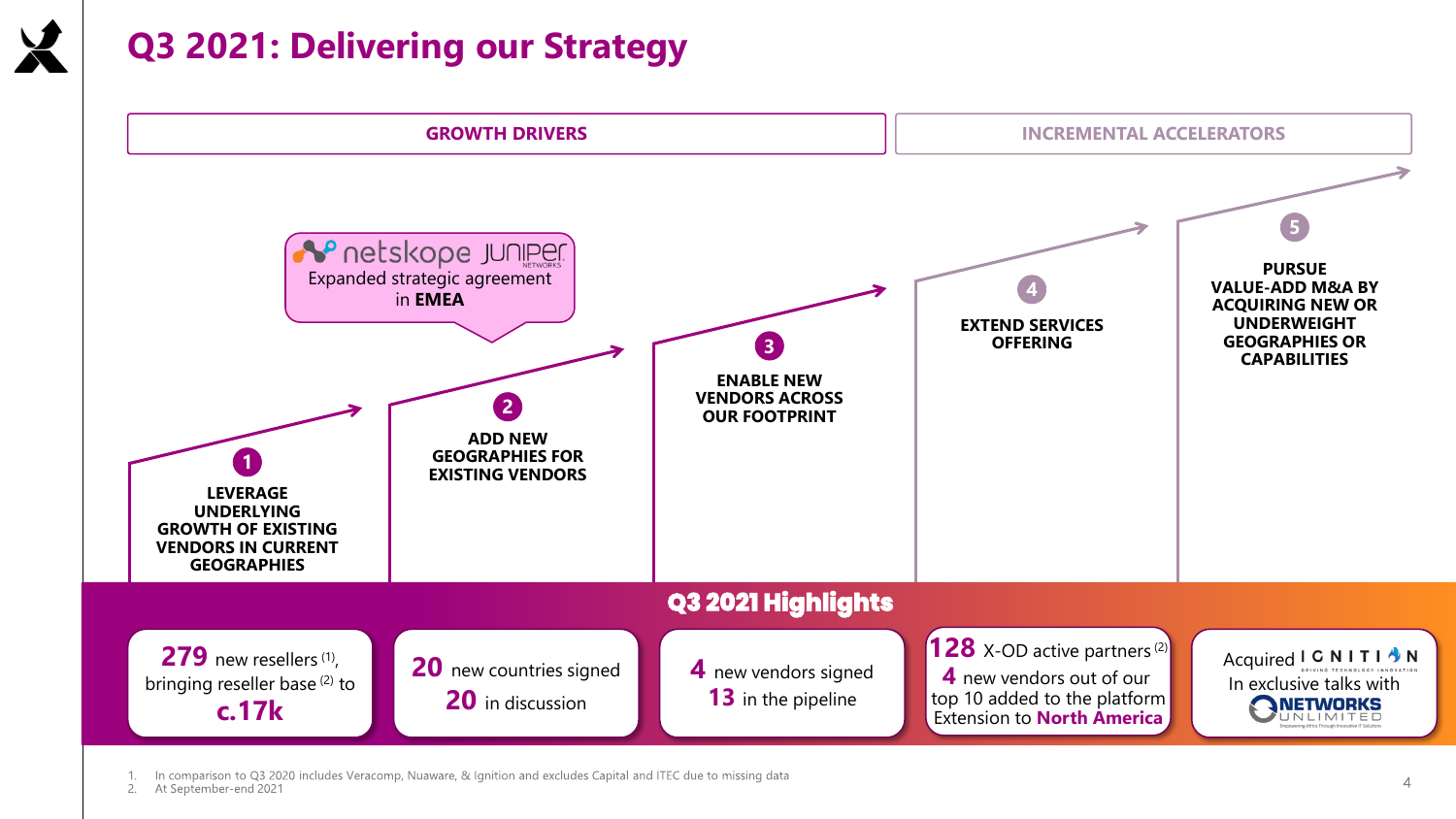# Q3 2021: Delivering our Strategy

**GROWTH DRIVERS** | **INCREMENTAL ACCELERATORS**

netskope Juniper NETWORKS
Expanded strategic agreement in **EMEA**

**1** LEVERAGE UNDERLYING GROWTH OF EXISTING VENDORS IN CURRENT GEOGRAPHIES

**2** ADD NEW GEOGRAPHIES FOR EXISTING VENDORS

**3** ENABLE NEW VENDORS ACROSS OUR FOOTPRINT

**4** EXTEND SERVICES OFFERING

**5** PURSUE VALUE-ADD M&A BY ACQUIRING NEW OR UNDERWEIGHT GEOGRAPHIES OR CAPABILITIES

## Q3 2021 Highlights

- **279** new resellers [1], bringing reseller base [2] to **c.17k**
- **20** new countries signed; **20** in discussion
- **4** new vendors signed; **13** in the pipeline
- **128** X-OD active partners [2]; **4** new vendors out of our top 10 added to the platform; Extension to **North America**
- Acquired IGNITION (Driving Technology Innovation); In exclusive talks with NETWORKS UNLIMITED (Empowering Africa Through Innovative IT Solutions)

1. In comparison to Q3 2020 includes Veracomp, Nuaware, & Ignition and excludes Capital and ITEC due to missing data
2. At September-end 2021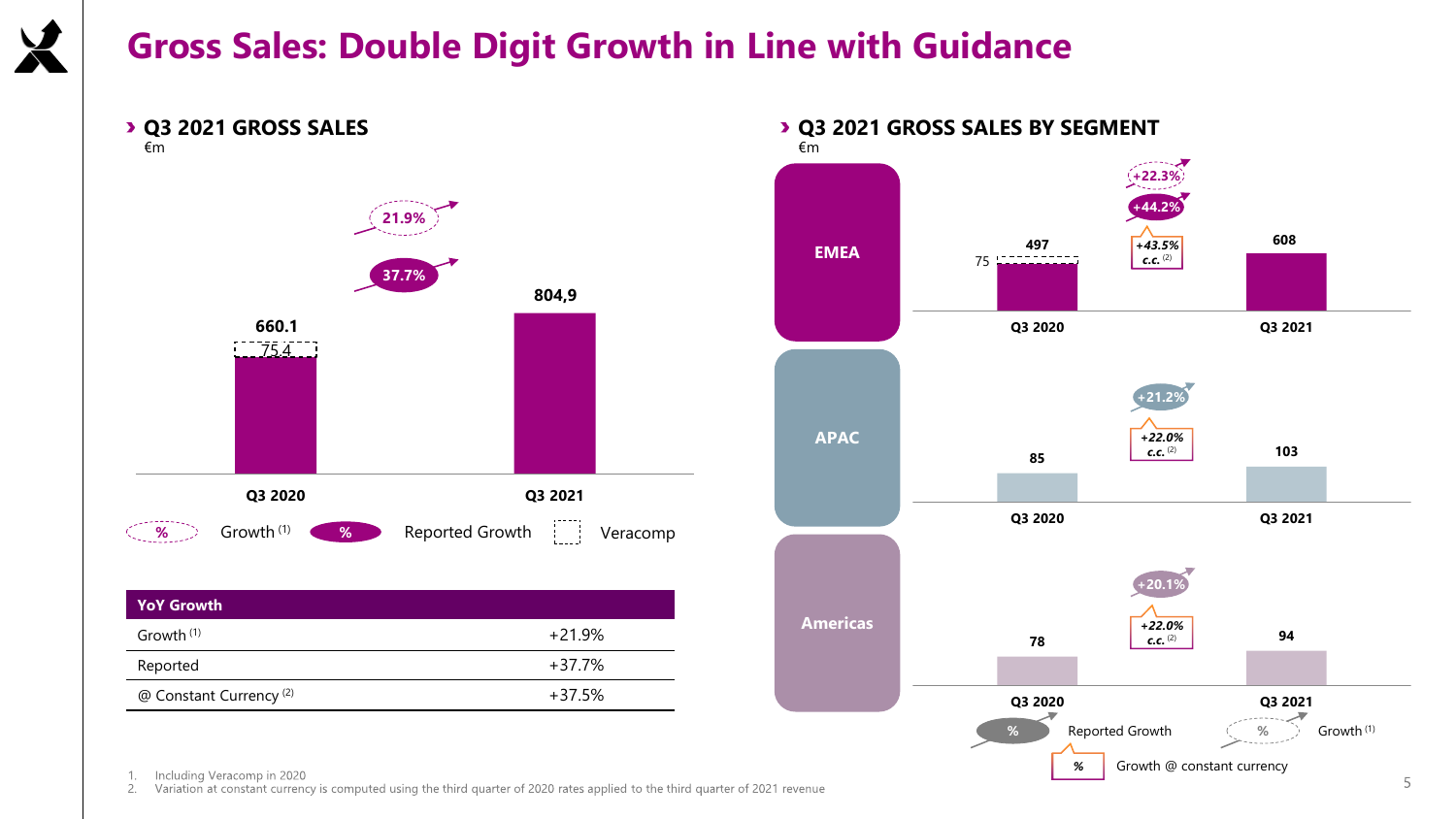# Gross Sales: Double Digit Growth in Line with Guidance

## Q3 2021 GROSS SALES

€m

21.9%

37.7%

660.1

75.4

804,9

Q3 2020

Q3 2021

% Growth (1)   % Reported Growth   Veracomp

| YoY Growth | |
|---|---|
| Growth (1) | +21.9% |
| Reported | +37.7% |
| @ Constant Currency (2) | +37.5% |

## Q3 2021 GROSS SALES BY SEGMENT

€m

**EMEA**

+22.3%

+44.2%

+43.5% c.c. (2)

75

497

608

Q3 2020

Q3 2021

**APAC**

+21.2%

+22.0% c.c. (2)

85

103

Q3 2020

Q3 2021

**Americas**

+20.1%

+22.0% c.c. (2)

78

94

Q3 2020

Q3 2021

% Reported Growth   % Growth (1)

% Growth @ constant currency

1. Including Veracomp in 2020
2. Variation at constant currency is computed using the third quarter of 2020 rates applied to the third quarter of 2021 revenue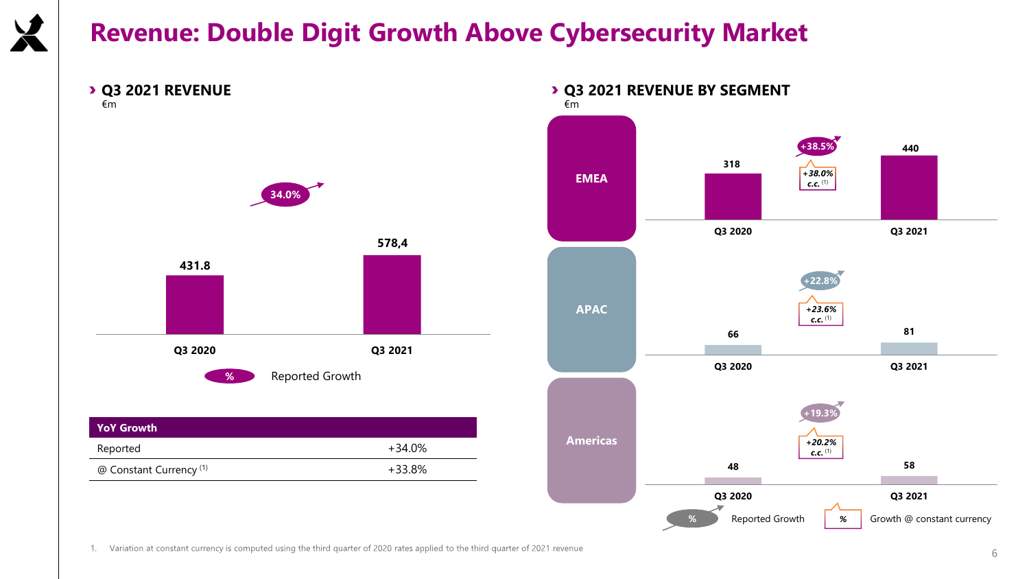# Revenue: Double Digit Growth Above Cybersecurity Market

## Q3 2021 REVENUE

€m

34.0%

431.8

578,4

Q3 2020

Q3 2021

% Reported Growth

| YoY Growth | |
|---|---|
| Reported | +34.0% |
| @ Constant Currency [1] | +33.8% |

## Q3 2021 REVENUE BY SEGMENT

€m

EMEA

318

+38.5%

+38.0% c.c. [1]

440

Q3 2020

Q3 2021

APAC

+22.8%

+23.6% c.c. [1]

66

81

Q3 2020

Q3 2021

Americas

+19.3%

+20.2% c.c. [1]

48

58

Q3 2020

Q3 2021

% Reported Growth

% Growth @ constant currency

1. Variation at constant currency is computed using the third quarter of 2020 rates applied to the third quarter of 2021 revenue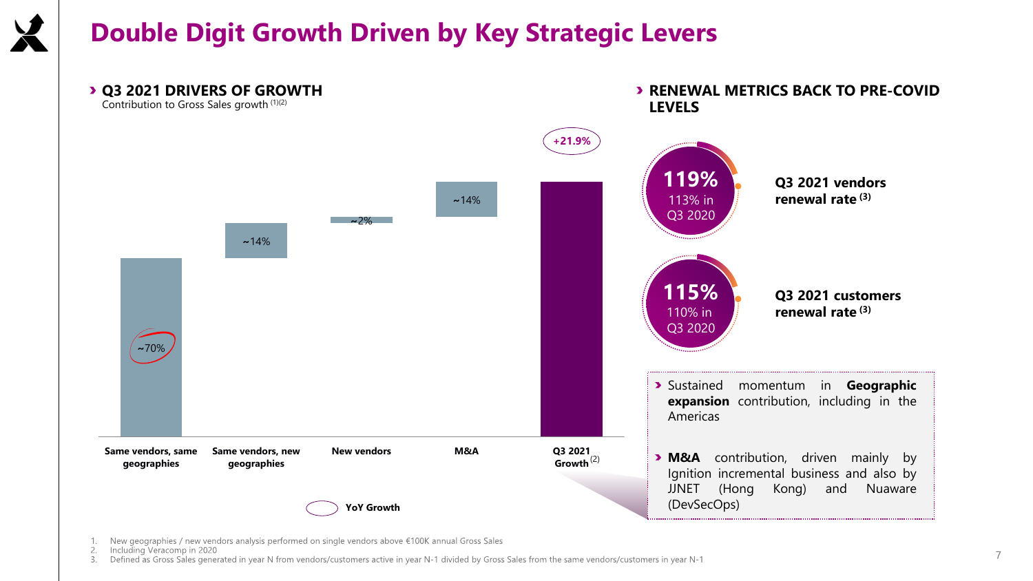# Double Digit Growth Driven by Key Strategic Levers

## Q3 2021 DRIVERS OF GROWTH

Contribution to Gross Sales growth [(1)(2)]

| Same vendors, same geographies | Same vendors, new geographies | New vendors | M&A | Q3 2021 Growth [(2)] |
|---|---|---|---|---|
| ~70% | ~14% | ~2% | ~14% | +21.9% |

YoY Growth

## RENEWAL METRICS BACK TO PRE-COVID LEVELS

**119%** – 113% in Q3 2020 – **Q3 2021 vendors renewal rate [(3)]**

**115%** – 110% in Q3 2020 – **Q3 2021 customers renewal rate [(3)]**

- Sustained momentum in **Geographic expansion** contribution, including in the Americas
- **M&A** contribution, driven mainly by Ignition incremental business and also by JJNET (Hong Kong) and Nuaware (DevSecOps)

1. New geographies / new vendors analysis performed on single vendors above €100K annual Gross Sales
2. Including Veracomp in 2020
3. Defined as Gross Sales generated in year N from vendors/customers active in year N-1 divided by Gross Sales from the same vendors/customers in year N-1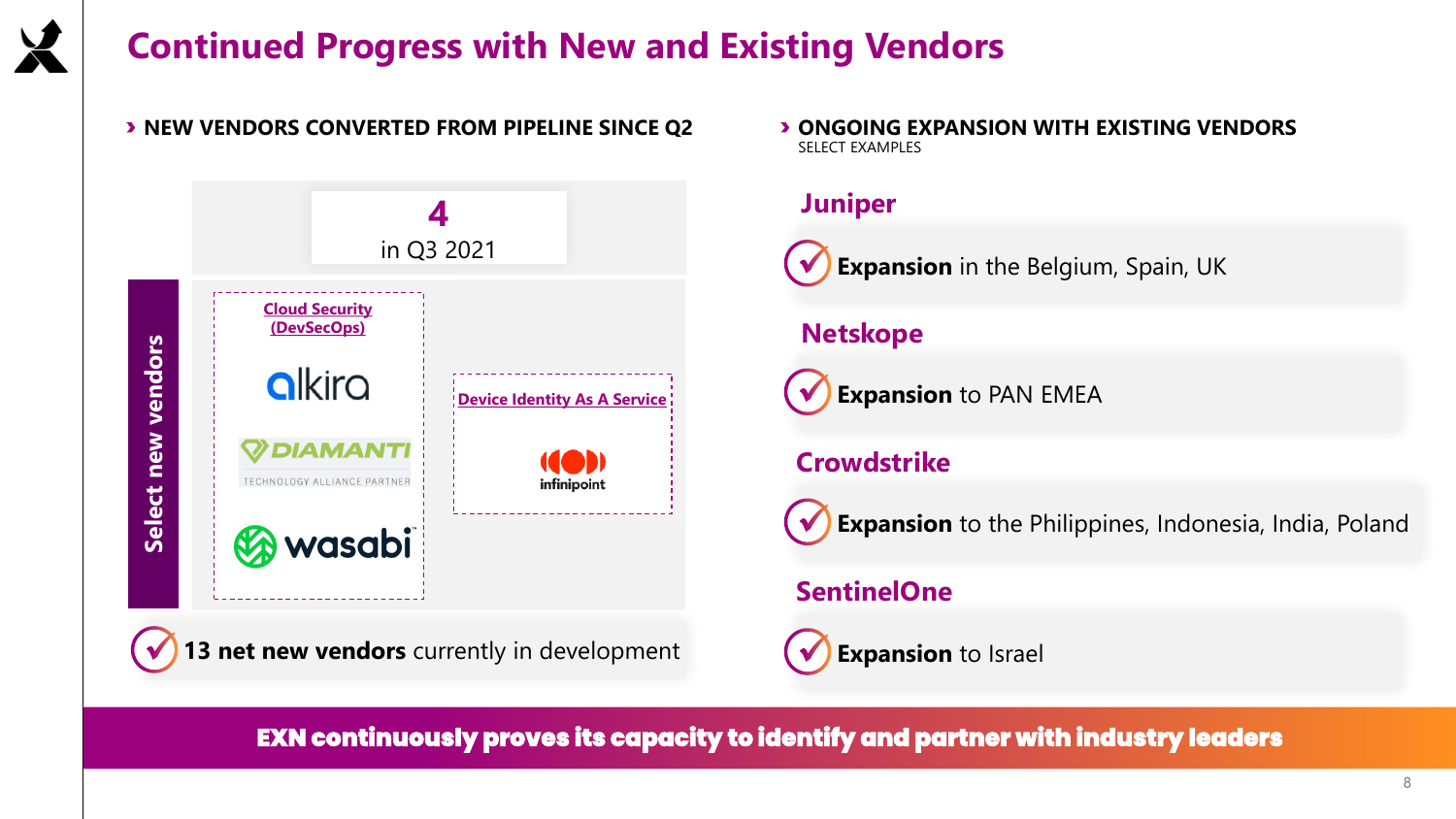# Continued Progress with New and Existing Vendors

## NEW VENDORS CONVERTED FROM PIPELINE SINCE Q2

**4**
in Q3 2021

**Select new vendors**

**Cloud Security (DevSecOps)**

alkira

DIAMANTI
TECHNOLOGY ALLIANCE PARTNER

wasabi

**Device Identity As A Service**

infinipoint

**13 net new vendors** currently in development

## ONGOING EXPANSION WITH EXISTING VENDORS

SELECT EXAMPLES

### Juniper

**Expansion** in the Belgium, Spain, UK

### Netskope

**Expansion** to PAN EMEA

### Crowdstrike

**Expansion** to the Philippines, Indonesia, India, Poland

### SentinelOne

**Expansion** to Israel

**EXN continuously proves its capacity to identify and partner with industry leaders**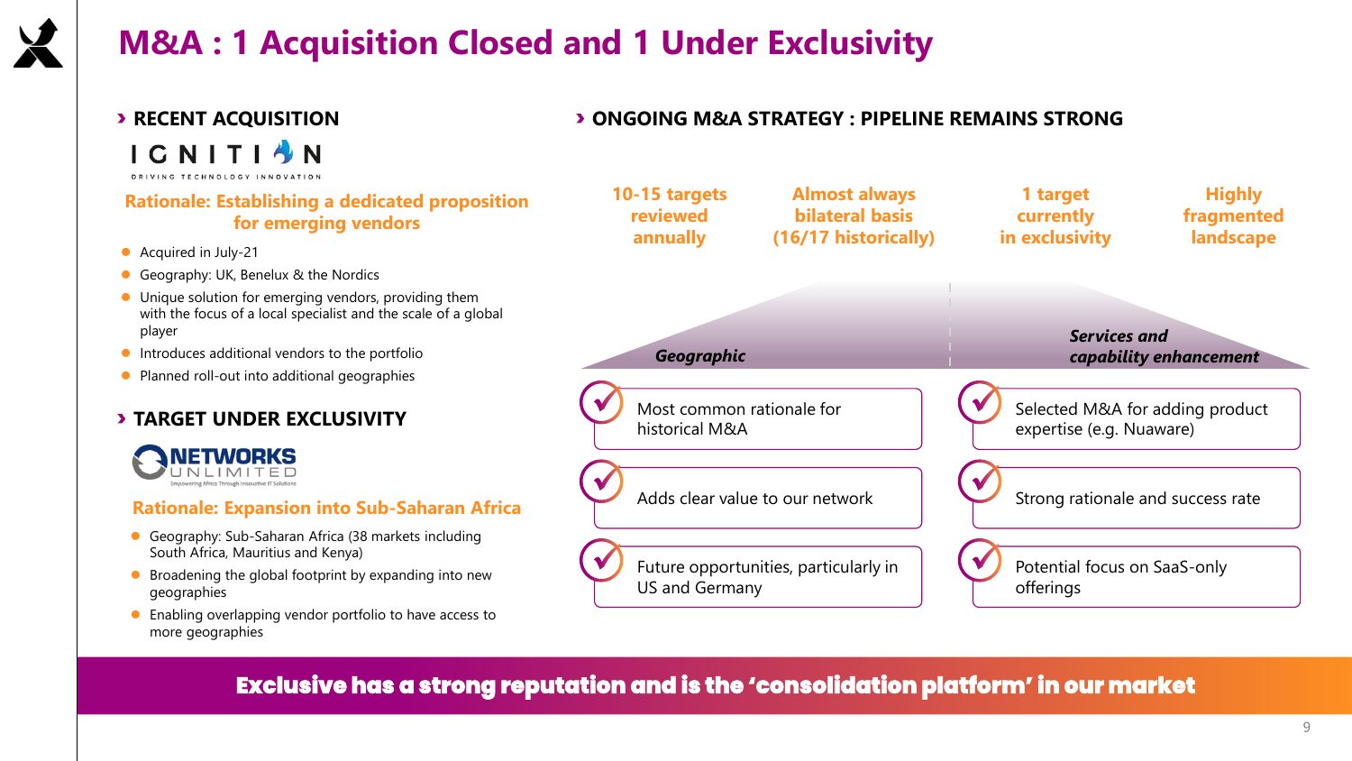# M&A : 1 Acquisition Closed and 1 Under Exclusivity

## › RECENT ACQUISITION

IGNITION
DRIVING TECHNOLOGY INNOVATION

**Rationale: Establishing a dedicated proposition for emerging vendors**

- Acquired in July-21
- Geography: UK, Benelux & the Nordics
- Unique solution for emerging vendors, providing them with the focus of a local specialist and the scale of a global player
- Introduces additional vendors to the portfolio
- Planned roll-out into additional geographies

## › TARGET UNDER EXCLUSIVITY

NETWORKS UNLIMITED
Empowering Africa Through Innovative IT Solutions

**Rationale: Expansion into Sub-Saharan Africa**

- Geography: Sub-Saharan Africa (38 markets including South Africa, Mauritius and Kenya)
- Broadening the global footprint by expanding into new geographies
- Enabling overlapping vendor portfolio to have access to more geographies

## › ONGOING M&A STRATEGY : PIPELINE REMAINS STRONG

**10-15 targets reviewed annually**

**Almost always bilateral basis (16/17 historically)**

**1 target currently in exclusivity**

**Highly fragmented landscape**

***Geographic***

- Most common rationale for historical M&A
- Adds clear value to our network
- Future opportunities, particularly in US and Germany

***Services and capability enhancement***

- Selected M&A for adding product expertise (e.g. Nuaware)
- Strong rationale and success rate
- Potential focus on SaaS-only offerings

**Exclusive has a strong reputation and is the 'consolidation platform' in our market**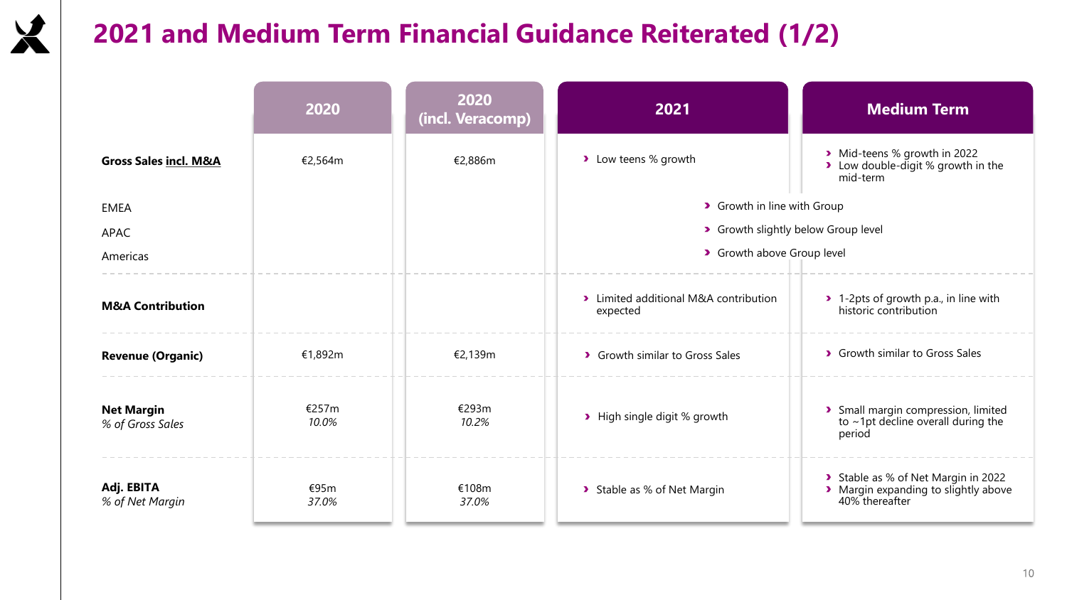# 2021 and Medium Term Financial Guidance Reiterated (1/2)

| | 2020 | 2020 (incl. Veracomp) | 2021 | Medium Term |
|---|---|---|---|---|
| **Gross Sales incl. M&A** | €2,564m | €2,886m | › Low teens % growth | › Mid-teens % growth in 2022<br>› Low double-digit % growth in the mid-term |
| EMEA | | | › Growth in line with Group | |
| APAC | | | › Growth slightly below Group level | |
| Americas | | | › Growth above Group level | |
| **M&A Contribution** | | | › Limited additional M&A contribution expected | › 1-2pts of growth p.a., in line with historic contribution |
| **Revenue (Organic)** | €1,892m | €2,139m | › Growth similar to Gross Sales | › Growth similar to Gross Sales |
| **Net Margin**<br>*% of Gross Sales* | €257m<br>*10.0%* | €293m<br>*10.2%* | › High single digit % growth | › Small margin compression, limited to ~1pt decline overall during the period |
| **Adj. EBITA**<br>*% of Net Margin* | €95m<br>*37.0%* | €108m<br>*37.0%* | › Stable as % of Net Margin | › Stable as % of Net Margin in 2022<br>› Margin expanding to slightly above 40% thereafter |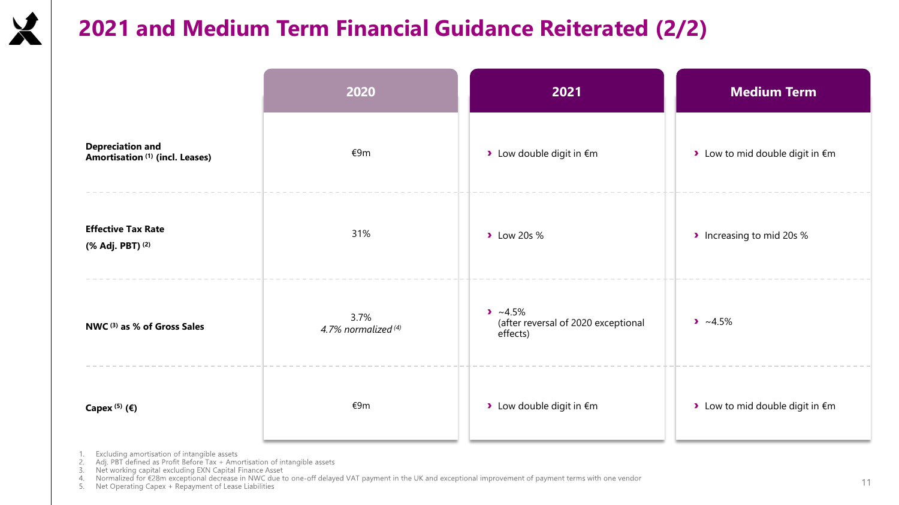# 2021 and Medium Term Financial Guidance Reiterated (2/2)

| | 2020 | 2021 | Medium Term |
|---|---|---|---|
| **Depreciation and Amortisation [(1)] (incl. Leases)** | €9m | › Low double digit in €m | › Low to mid double digit in €m |
| **Effective Tax Rate (% Adj. PBT) [(2)]** | 31% | › Low 20s % | › Increasing to mid 20s % |
| **NWC [(3)] as % of Gross Sales** | 3.7%<br>*4.7% normalized [(4)]* | › ~4.5%<br>(after reversal of 2020 exceptional effects) | › ~4.5% |
| **Capex [(5)] (€)** | €9m | › Low double digit in €m | › Low to mid double digit in €m |

1. Excluding amortisation of intangible assets
2. Adj. PBT defined as Profit Before Tax + Amortisation of intangible assets
3. Net working capital excluding EXN Capital Finance Asset
4. Normalized for €28m exceptional decrease in NWC due to one-off delayed VAT payment in the UK and exceptional improvement of payment terms with one vendor
5. Net Operating Capex + Repayment of Lease Liabilities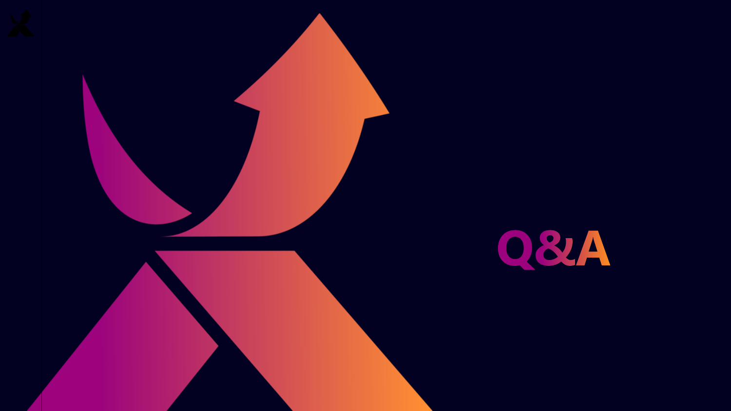# Q&A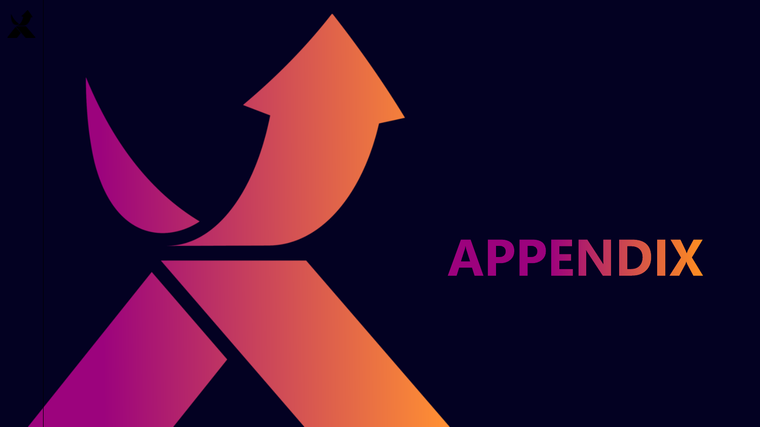# APPENDIX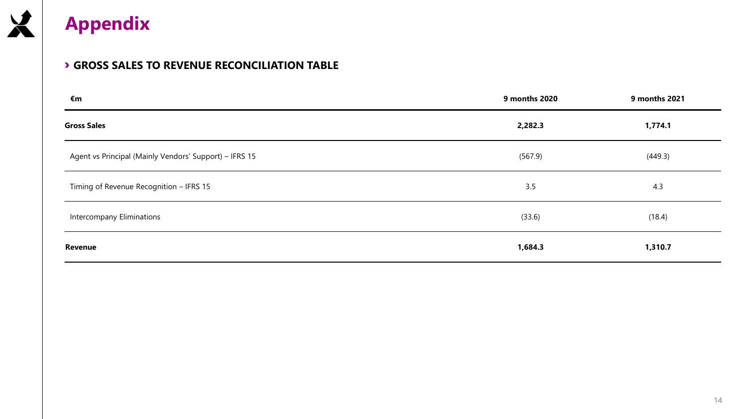# Appendix

## › GROSS SALES TO REVENUE RECONCILIATION TABLE

| €m | 9 months 2020 | 9 months 2021 |
|---|---|---|
| **Gross Sales** | **2,282.3** | **1,774.1** |
| Agent vs Principal (Mainly Vendors' Support) – IFRS 15 | (567.9) | (449.3) |
| Timing of Revenue Recognition – IFRS 15 | 3.5 | 4.3 |
| Intercompany Eliminations | (33.6) | (18.4) |
| **Revenue** | **1,684.3** | **1,310.7** |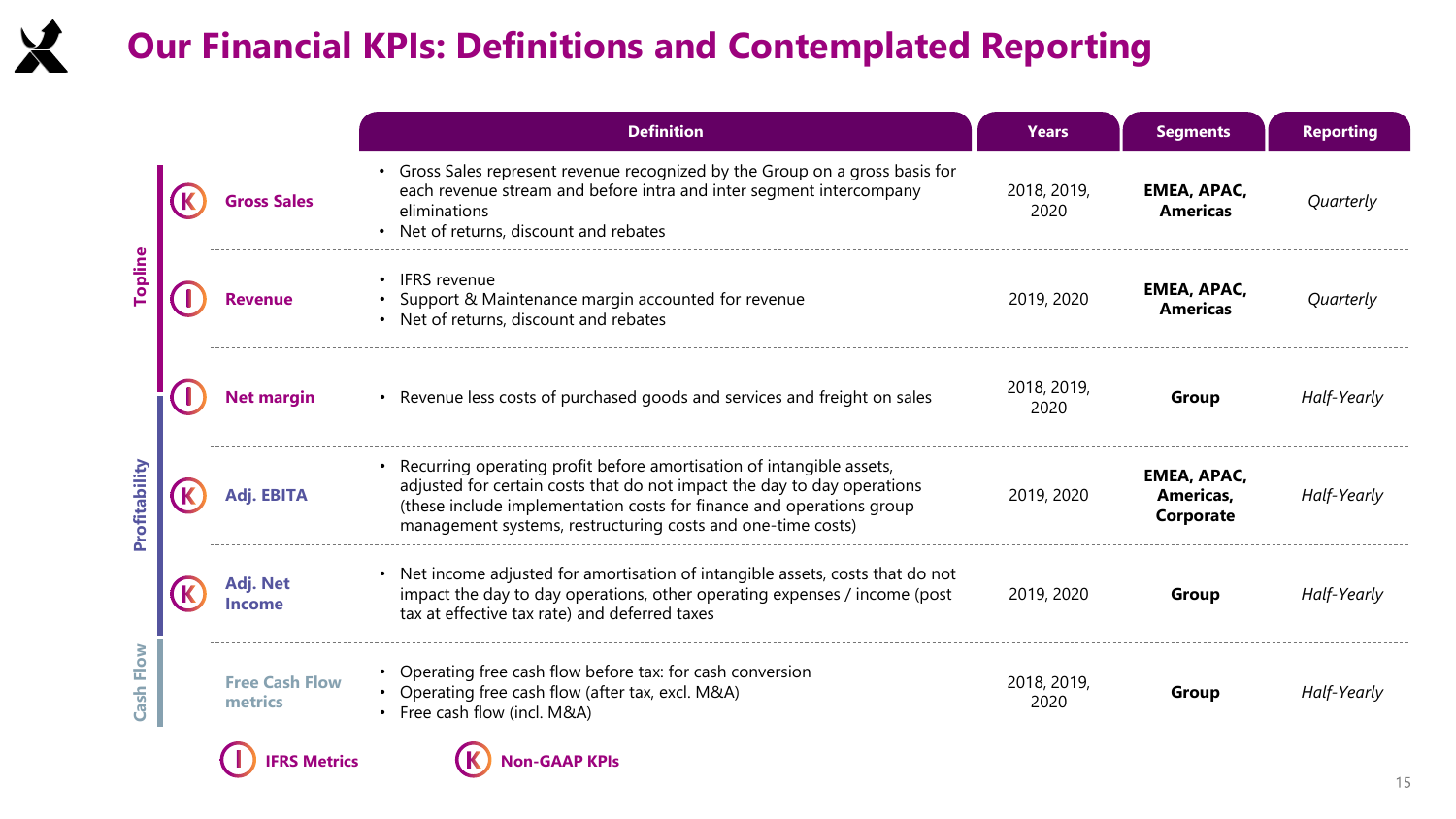# Our Financial KPIs: Definitions and Contemplated Reporting

| | | KPI | Definition | Years | Segments | Reporting |
|---|---|---|---|---|---|---|
| Topline | K | **Gross Sales** | • Gross Sales represent revenue recognized by the Group on a gross basis for each revenue stream and before intra and inter segment intercompany eliminations<br>• Net of returns, discount and rebates | 2018, 2019, 2020 | **EMEA, APAC, Americas** | *Quarterly* |
| Topline | I | **Revenue** | • IFRS revenue<br>• Support & Maintenance margin accounted for revenue<br>• Net of returns, discount and rebates | 2019, 2020 | **EMEA, APAC, Americas** | *Quarterly* |
| Profitability | I | **Net margin** | • Revenue less costs of purchased goods and services and freight on sales | 2018, 2019, 2020 | **Group** | *Half-Yearly* |
| Profitability | K | **Adj. EBITA** | • Recurring operating profit before amortisation of intangible assets, adjusted for certain costs that do not impact the day to day operations (these include implementation costs for finance and operations group management systems, restructuring costs and one-time costs) | 2019, 2020 | **EMEA, APAC, Americas, Corporate** | *Half-Yearly* |
| Profitability | K | **Adj. Net Income** | • Net income adjusted for amortisation of intangible assets, costs that do not impact the day to day operations, other operating expenses / income (post tax at effective tax rate) and deferred taxes | 2019, 2020 | **Group** | *Half-Yearly* |
| Cash Flow | | **Free Cash Flow metrics** | • Operating free cash flow before tax: for cash conversion<br>• Operating free cash flow (after tax, excl. M&A)<br>• Free cash flow (incl. M&A) | 2018, 2019, 2020 | **Group** | *Half-Yearly* |

I **IFRS Metrics**    K **Non-GAAP KPIs**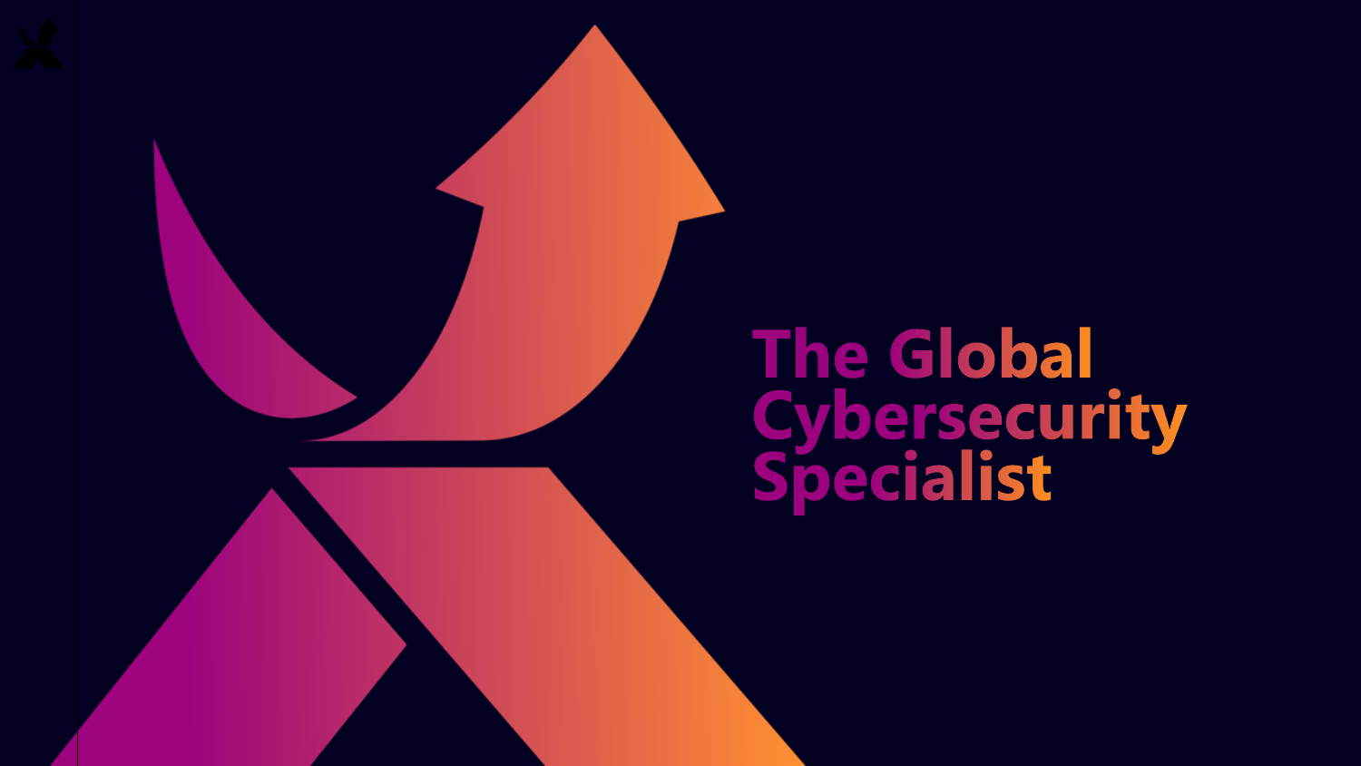The Global Cybersecurity Specialist